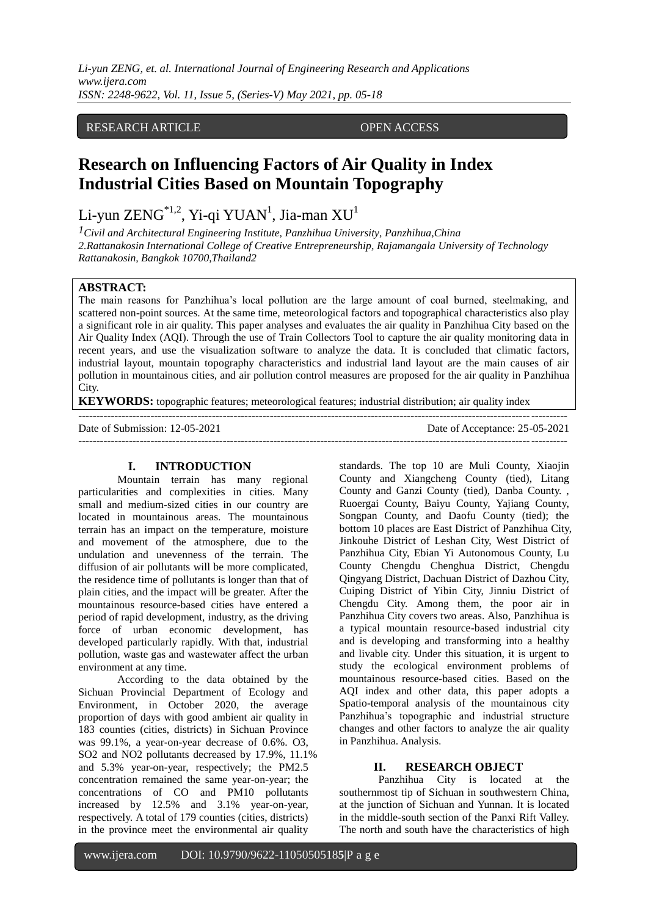RESEARCH ARTICLE OPEN ACCESS

# Research on Influencing Factors of Air Quality in Index Industrial Cities Based on Mountain Topography

Li-yun ZENG[*1,2], Yi-qi YUAN[1], Jia-man XU[1]

[1]Civil and Architectural Engineering Institute, Panzhihua University, Panzhihua,China
2.Rattanakosin International College of Creative Entrepreneurship, Rajamangala University of Technology Rattanakosin, Bangkok 10700,Thailand2

**ABSTRACT:**
The main reasons for Panzhihua's local pollution are the large amount of coal burned, steelmaking, and scattered non-point sources. At the same time, meteorological factors and topographical characteristics also play a significant role in air quality. This paper analyses and evaluates the air quality in Panzhihua City based on the Air Quality Index (AQI). Through the use of Train Collectors Tool to capture the air quality monitoring data in recent years, and use the visualization software to analyze the data. It is concluded that climatic factors, industrial layout, mountain topography characteristics and industrial land layout are the main causes of air pollution in mountainous cities, and air pollution control measures are proposed for the air quality in Panzhihua City.

**KEYWORDS:** topographic features; meteorological features; industrial distribution; air quality index

Date of Submission: 12-05-2021 Date of Acceptance: 25-05-2021

## I. INTRODUCTION

Mountain terrain has many regional particularities and complexities in cities. Many small and medium-sized cities in our country are located in mountainous areas. The mountainous terrain has an impact on the temperature, moisture and movement of the atmosphere, due to the undulation and unevenness of the terrain. The diffusion of air pollutants will be more complicated, the residence time of pollutants is longer than that of plain cities, and the impact will be greater. After the mountainous resource-based cities have entered a period of rapid development, industry, as the driving force of urban economic development, has developed particularly rapidly. With that, industrial pollution, waste gas and wastewater affect the urban environment at any time.

According to the data obtained by the Sichuan Provincial Department of Ecology and Environment, in October 2020, the average proportion of days with good ambient air quality in 183 counties (cities, districts) in Sichuan Province was 99.1%, a year-on-year decrease of 0.6%. O3, SO2 and NO2 pollutants decreased by 17.9%, 11.1% and 5.3% year-on-year, respectively; the PM2.5 concentration remained the same year-on-year; the concentrations of CO and PM10 pollutants increased by 12.5% and 3.1% year-on-year, respectively. A total of 179 counties (cities, districts) in the province meet the environmental air quality standards. The top 10 are Muli County, Xiaojin County and Xiangcheng County (tied), Litang County and Ganzi County (tied), Danba County. , Ruoergai County, Baiyu County, Yajiang County, Songpan County, and Daofu County (tied); the bottom 10 places are East District of Panzhihua City, Jinkouhe District of Leshan City, West District of Panzhihua City, Ebian Yi Autonomous County, Lu County Chengdu Chenghua District, Chengdu Qingyang District, Dachuan District of Dazhou City, Cuiping District of Yibin City, Jinniu District of Chengdu City. Among them, the poor air in Panzhihua City covers two areas. Also, Panzhihua is a typical mountain resource-based industrial city and is developing and transforming into a healthy and livable city. Under this situation, it is urgent to study the ecological environment problems of mountainous resource-based cities. Based on the AQI index and other data, this paper adopts a Spatio-temporal analysis of the mountainous city Panzhihua's topographic and industrial structure changes and other factors to analyze the air quality in Panzhihua. Analysis.

## II. RESEARCH OBJECT

Panzhihua City is located at the southernmost tip of Sichuan in southwestern China, at the junction of Sichuan and Yunnan. It is located in the middle-south section of the Panxi Rift Valley. The north and south have the characteristics of high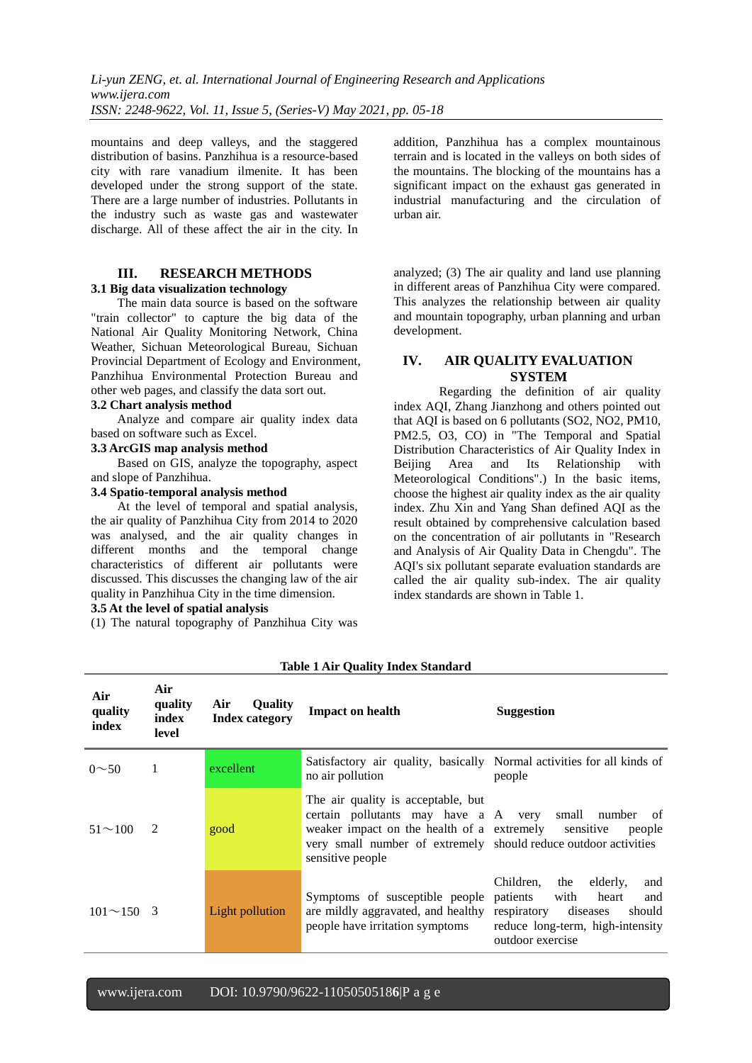mountains and deep valleys, and the staggered distribution of basins. Panzhihua is a resource-based city with rare vanadium ilmenite. It has been developed under the strong support of the state. There are a large number of industries. Pollutants in the industry such as waste gas and wastewater discharge. All of these affect the air in the city. In addition, Panzhihua has a complex mountainous terrain and is located in the valleys on both sides of the mountains. The blocking of the mountains has a significant impact on the exhaust gas generated in industrial manufacturing and the circulation of urban air.

## III. RESEARCH METHODS

### 3.1 Big data visualization technology

The main data source is based on the software "train collector" to capture the big data of the National Air Quality Monitoring Network, China Weather, Sichuan Meteorological Bureau, Sichuan Provincial Department of Ecology and Environment, Panzhihua Environmental Protection Bureau and other web pages, and classify the data sort out.

### 3.2 Chart analysis method

Analyze and compare air quality index data based on software such as Excel.

### 3.3 ArcGIS map analysis method

Based on GIS, analyze the topography, aspect and slope of Panzhihua.

### 3.4 Spatio-temporal analysis method

At the level of temporal and spatial analysis, the air quality of Panzhihua City from 2014 to 2020 was analysed, and the air quality changes in different months and the temporal change characteristics of different air pollutants were discussed. This discusses the changing law of the air quality in Panzhihua City in the time dimension.

### 3.5 At the level of spatial analysis

(1) The natural topography of Panzhihua City was analyzed; (3) The air quality and land use planning in different areas of Panzhihua City were compared. This analyzes the relationship between air quality and mountain topography, urban planning and urban development.

## IV. AIR QUALITY EVALUATION SYSTEM

Regarding the definition of air quality index AQI, Zhang Jianzhong and others pointed out that AQI is based on 6 pollutants ($SO_2$, $NO_2$, PM10, PM2.5, $O_3$, CO) in "The Temporal and Spatial Distribution Characteristics of Air Quality Index in Beijing Area and Its Relationship with Meteorological Conditions".) In the basic items, choose the highest air quality index as the air quality index. Zhu Xin and Yang Shan defined AQI as the result obtained by comprehensive calculation based on the concentration of air pollutants in "Research and Analysis of Air Quality Data in Chengdu". The AQI's six pollutant separate evaluation standards are called the air quality sub-index. The air quality index standards are shown in Table 1.

**Table 1 Air Quality Index Standard**

| Air quality index | Air quality index level | Air Quality Index category | Impact on health | Suggestion |
|---|---|---|---|---|
| 0～50 | 1 | excellent | Satisfactory air quality, basically no air pollution | Normal activities for all kinds of people |
| 51～100 | 2 | good | The air quality is acceptable, but certain pollutants may have a weaker impact on the health of a very small number of extremely sensitive people | A very small number of extremely sensitive people should reduce outdoor activities |
| 101～150 | 3 | Light pollution | Symptoms of susceptible people are mildly aggravated, and healthy people have irritation symptoms | Children, the elderly, and patients with heart and respiratory diseases should reduce long-term, high-intensity outdoor exercise |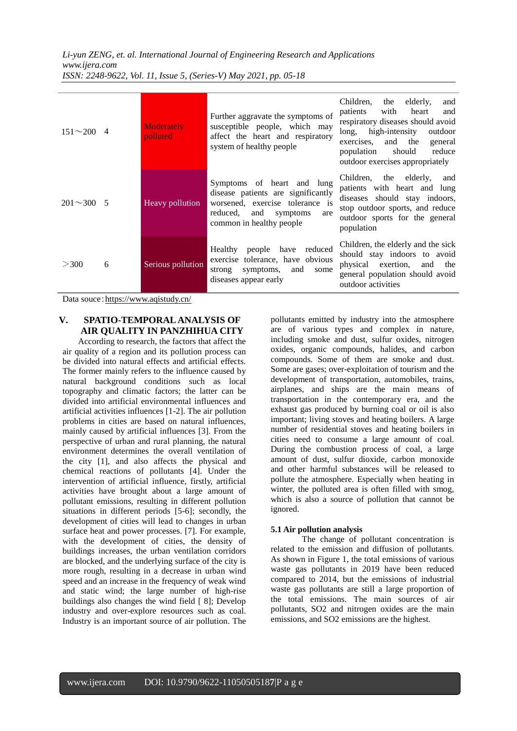| | | | | |
|---|---|---|---|---|
| 151～200 | 4 | Moderately polluted | Further aggravate the symptoms of susceptible people, which may affect the heart and respiratory system of healthy people | Children, the elderly, and patients with heart and respiratory diseases should avoid long, high-intensity outdoor exercises, and the general population should reduce outdoor exercises appropriately |
| 201～300 | 5 | Heavy pollution | Symptoms of heart and lung disease patients are significantly worsened, exercise tolerance is reduced, and symptoms are common in healthy people | Children, the elderly, and patients with heart and lung diseases should stay indoors, stop outdoor sports, and reduce outdoor sports for the general population |
| ＞300 | 6 | Serious pollution | Healthy people have reduced exercise tolerance, have obvious strong symptoms, and some diseases appear early | Children, the elderly and the sick should stay indoors to avoid physical exertion, and the general population should avoid outdoor activities |

Data souce：https://www.aqistudy.cn/

## V. SPATIO-TEMPORAL ANALYSIS OF AIR QUALITY IN PANZHIHUA CITY

According to research, the factors that affect the air quality of a region and its pollution process can be divided into natural effects and artificial effects. The former mainly refers to the influence caused by natural background conditions such as local topography and climatic factors; the latter can be divided into artificial environmental influences and artificial activities influences [1-2]. The air pollution problems in cities are based on natural influences, mainly caused by artificial influences [3]. From the perspective of urban and rural planning, the natural environment determines the overall ventilation of the city [1], and also affects the physical and chemical reactions of pollutants [4]. Under the intervention of artificial influence, firstly, artificial activities have brought about a large amount of pollutant emissions, resulting in different pollution situations in different periods [5-6]; secondly, the development of cities will lead to changes in urban surface heat and power processes. [7]. For example, with the development of cities, the density of buildings increases, the urban ventilation corridors are blocked, and the underlying surface of the city is more rough, resulting in a decrease in urban wind speed and an increase in the frequency of weak wind and static wind; the large number of high-rise buildings also changes the wind field [ 8]; Develop industry and over-explore resources such as coal. Industry is an important source of air pollution. The pollutants emitted by industry into the atmosphere are of various types and complex in nature, including smoke and dust, sulfur oxides, nitrogen oxides, organic compounds, halides, and carbon compounds. Some of them are smoke and dust. Some are gases; over-exploitation of tourism and the development of transportation, automobiles, trains, airplanes, and ships are the main means of transportation in the contemporary era, and the exhaust gas produced by burning coal or oil is also important; living stoves and heating boilers. A large number of residential stoves and heating boilers in cities need to consume a large amount of coal. During the combustion process of coal, a large amount of dust, sulfur dioxide, carbon monoxide and other harmful substances will be released to pollute the atmosphere. Especially when heating in winter, the polluted area is often filled with smog, which is also a source of pollution that cannot be ignored.

### 5.1 Air pollution analysis

The change of pollutant concentration is related to the emission and diffusion of pollutants. As shown in Figure 1, the total emissions of various waste gas pollutants in 2019 have been reduced compared to 2014, but the emissions of industrial waste gas pollutants are still a large proportion of the total emissions. The main sources of air pollutants, SO2 and nitrogen oxides are the main emissions, and SO2 emissions are the highest.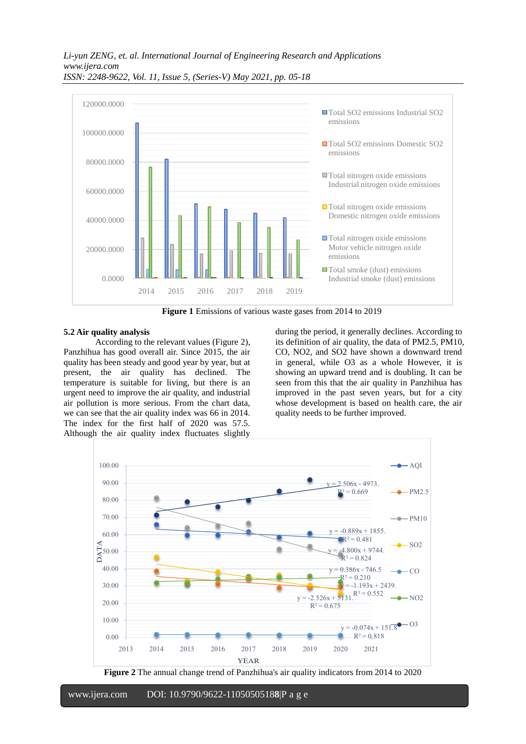**Figure 1** Emissions of various waste gases from 2014 to 2019

## 5.2 Air quality analysis

According to the relevant values (Figure 2), Panzhihua has good overall air. Since 2015, the air quality has been steady and good year by year, but at present, the air quality has declined. The temperature is suitable for living, but there is an urgent need to improve the air quality, and industrial air pollution is more serious. From the chart data, we can see that the air quality index was 66 in 2014. The index for the first half of 2020 was 57.5. Although the air quality index fluctuates slightly during the period, it generally declines. According to its definition of air quality, the data of PM2.5, PM10, CO, NO2, and SO2 have shown a downward trend in general, while O3 as a whole However, it is showing an upward trend and is doubling. It can be seen from this that the air quality in Panzhihua has improved in the past seven years, but for a city whose development is based on health care, the air quality needs to be further improved.

**Figure 2** The annual change trend of Panzhihua's air quality indicators from 2014 to 2020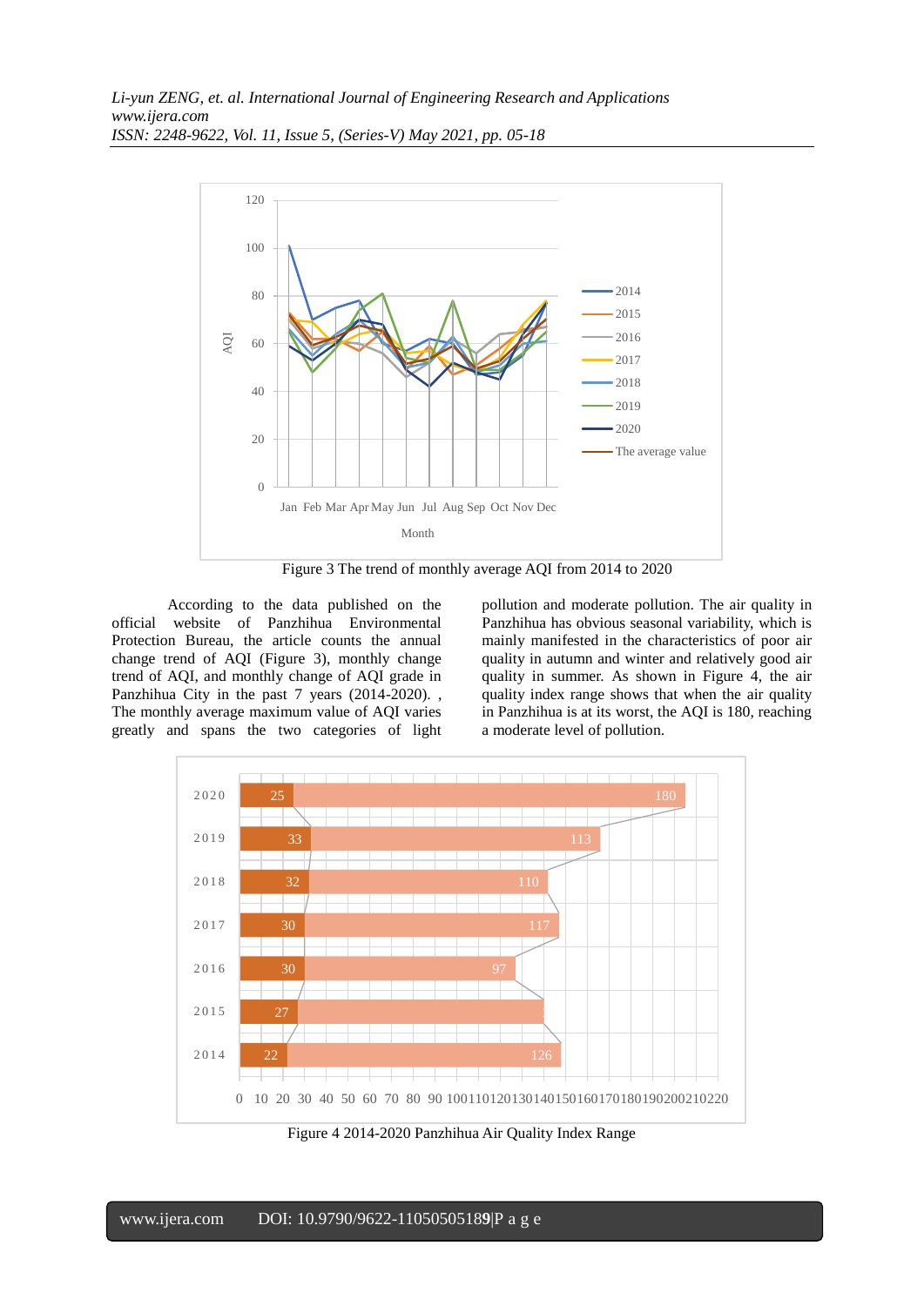Figure 3 The trend of monthly average AQI from 2014 to 2020

According to the data published on the official website of Panzhihua Environmental Protection Bureau, the article counts the annual change trend of AQI (Figure 3), monthly change trend of AQI, and monthly change of AQI grade in Panzhihua City in the past 7 years (2014-2020). , The monthly average maximum value of AQI varies greatly and spans the two categories of light pollution and moderate pollution. The air quality in Panzhihua has obvious seasonal variability, which is mainly manifested in the characteristics of poor air quality in autumn and winter and relatively good air quality in summer. As shown in Figure 4, the air quality index range shows that when the air quality in Panzhihua is at its worst, the AQI is 180, reaching a moderate level of pollution.

Figure 4 2014-2020 Panzhihua Air Quality Index Range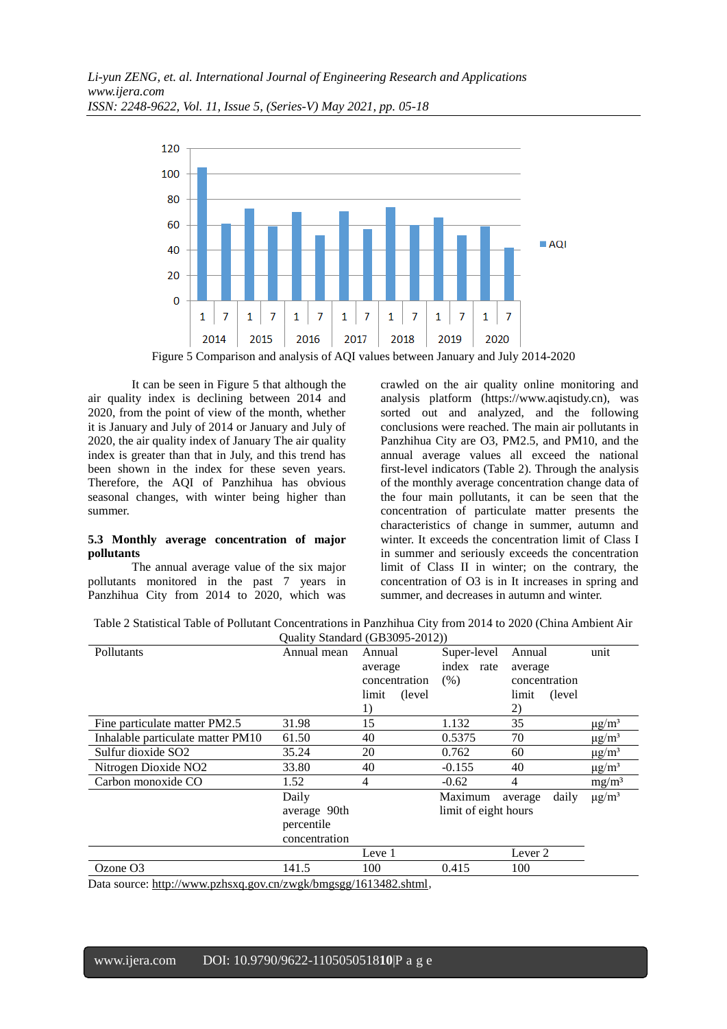Figure 5 Comparison and analysis of AQI values between January and July 2014-2020

It can be seen in Figure 5 that although the air quality index is declining between 2014 and 2020, from the point of view of the month, whether it is January and July of 2014 or January and July of 2020, the air quality index of January The air quality index is greater than that in July, and this trend has been shown in the index for these seven years. Therefore, the AQI of Panzhihua has obvious seasonal changes, with winter being higher than summer.

**5.3 Monthly average concentration of major pollutants**

The annual average value of the six major pollutants monitored in the past 7 years in Panzhihua City from 2014 to 2020, which was crawled on the air quality online monitoring and analysis platform (https://www.aqistudy.cn), was sorted out and analyzed, and the following conclusions were reached. The main air pollutants in Panzhihua City are O3, PM2.5, and PM10, and the annual average values all exceed the national first-level indicators (Table 2). Through the analysis of the monthly average concentration change data of the four main pollutants, it can be seen that the concentration of particulate matter presents the characteristics of change in summer, autumn and winter. It exceeds the concentration limit of Class I in summer and seriously exceeds the concentration limit of Class II in winter; on the contrary, the concentration of O3 is in It increases in spring and summer, and decreases in autumn and winter.

Table 2 Statistical Table of Pollutant Concentrations in Panzhihua City from 2014 to 2020 (China Ambient Air Quality Standard (GB3095-2012))

| Pollutants | Annual mean | Annual average concentration limit (level 1) | Super-level index rate (%) | Annual average concentration limit (level 2) | unit |
|---|---|---|---|---|---|
| Fine particulate matter PM2.5 | 31.98 | 15 | 1.132 | 35 | μg/m³ |
| Inhalable particulate matter PM10 | 61.50 | 40 | 0.5375 | 70 | μg/m³ |
| Sulfur dioxide SO2 | 35.24 | 20 | 0.762 | 60 | μg/m³ |
| Nitrogen Dioxide NO2 | 33.80 | 40 | -0.155 | 40 | μg/m³ |
| Carbon monoxide CO | 1.52 | 4 | -0.62 | 4 | mg/m³ |
| | Daily average 90th percentile concentration | | Maximum average daily limit of eight hours | | μg/m³ |
| | | Leve 1 | | Lever 2 | |
| Ozone O3 | 141.5 | 100 | 0.415 | 100 | |

Data source: http://www.pzhsxq.gov.cn/zwgk/bmgsgg/1613482.shtml,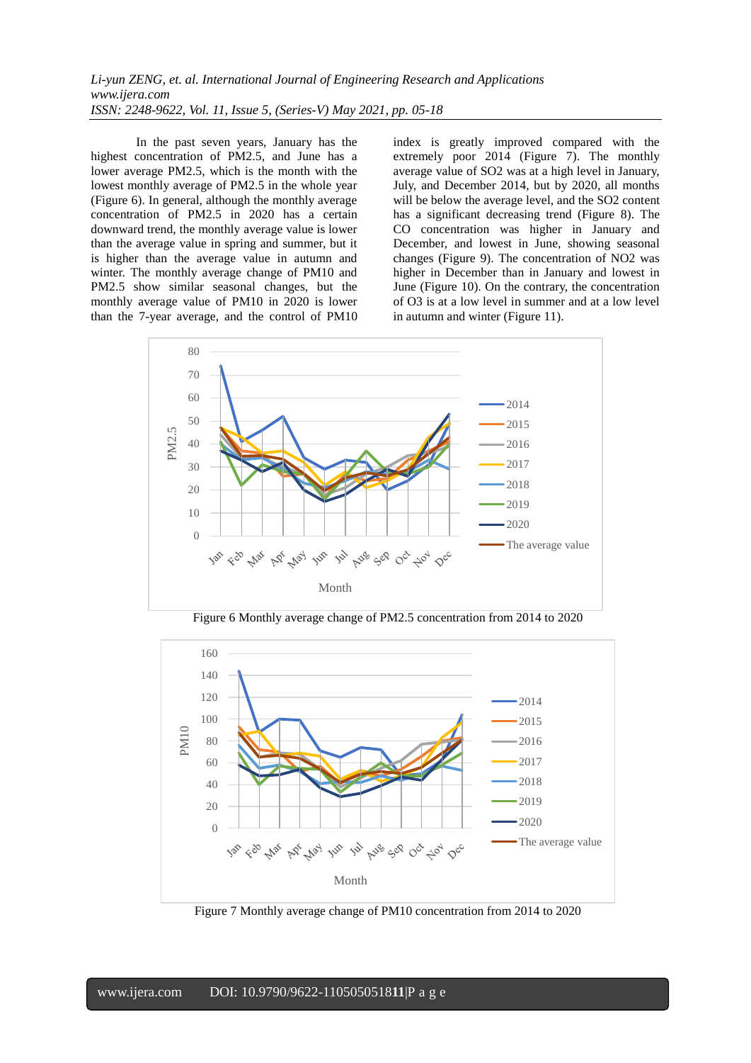In the past seven years, January has the highest concentration of PM2.5, and June has a lower average PM2.5, which is the month with the lowest monthly average of PM2.5 in the whole year (Figure 6). In general, although the monthly average concentration of PM2.5 in 2020 has a certain downward trend, the monthly average value is lower than the average value in spring and summer, but it is higher than the average value in autumn and winter. The monthly average change of PM10 and PM2.5 show similar seasonal changes, but the monthly average value of PM10 in 2020 is lower than the 7-year average, and the control of PM10 index is greatly improved compared with the extremely poor 2014 (Figure 7). The monthly average value of SO2 was at a high level in January, July, and December 2014, but by 2020, all months will be below the average level, and the SO2 content has a significant decreasing trend (Figure 8). The CO concentration was higher in January and December, and lowest in June, showing seasonal changes (Figure 9). The concentration of NO2 was higher in December than in January and lowest in June (Figure 10). On the contrary, the concentration of O3 is at a low level in summer and at a low level in autumn and winter (Figure 11).

Figure 6 Monthly average change of PM2.5 concentration from 2014 to 2020

Figure 7 Monthly average change of PM10 concentration from 2014 to 2020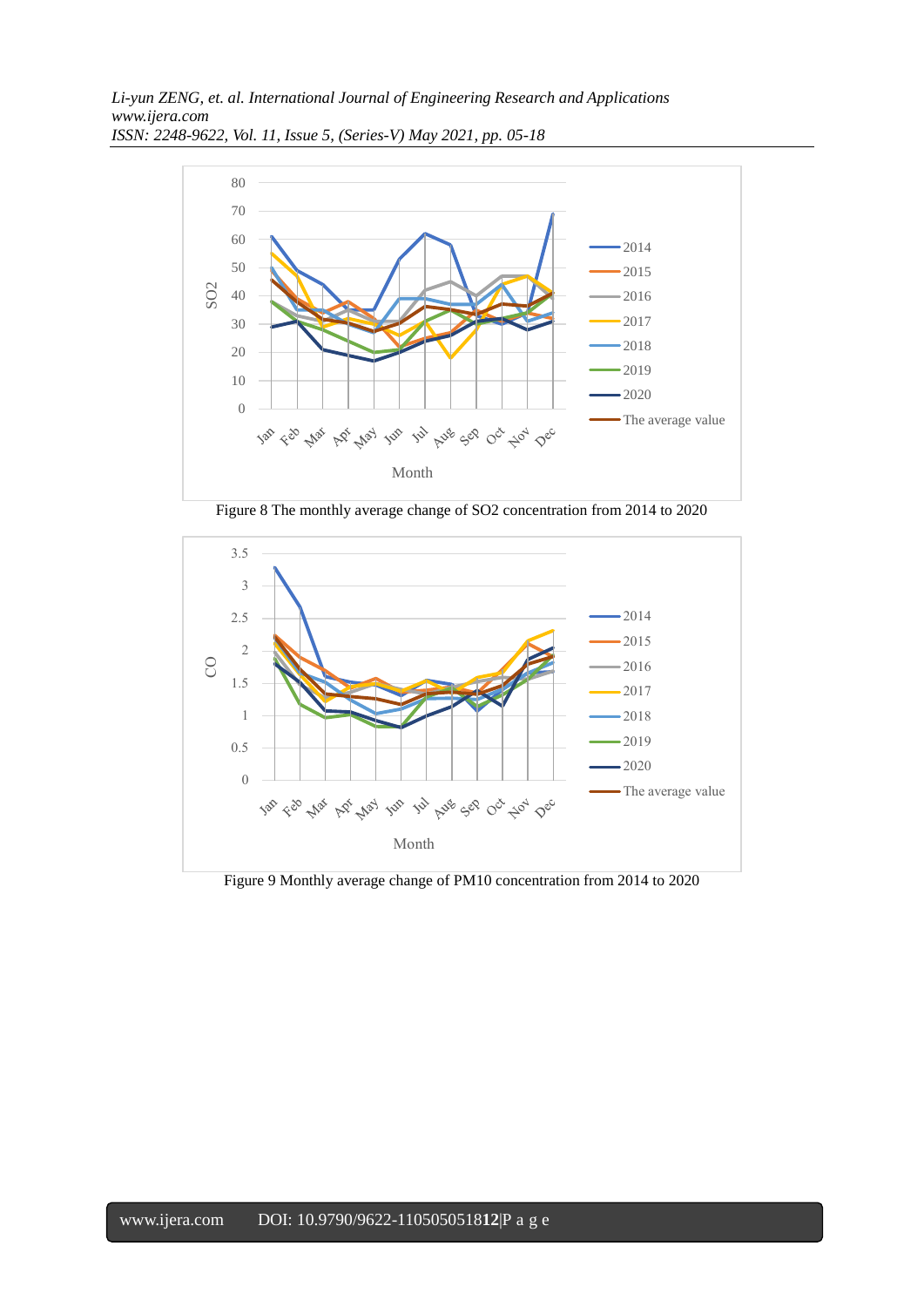Figure 8 The monthly average change of SO2 concentration from 2014 to 2020

Figure 9 Monthly average change of PM10 concentration from 2014 to 2020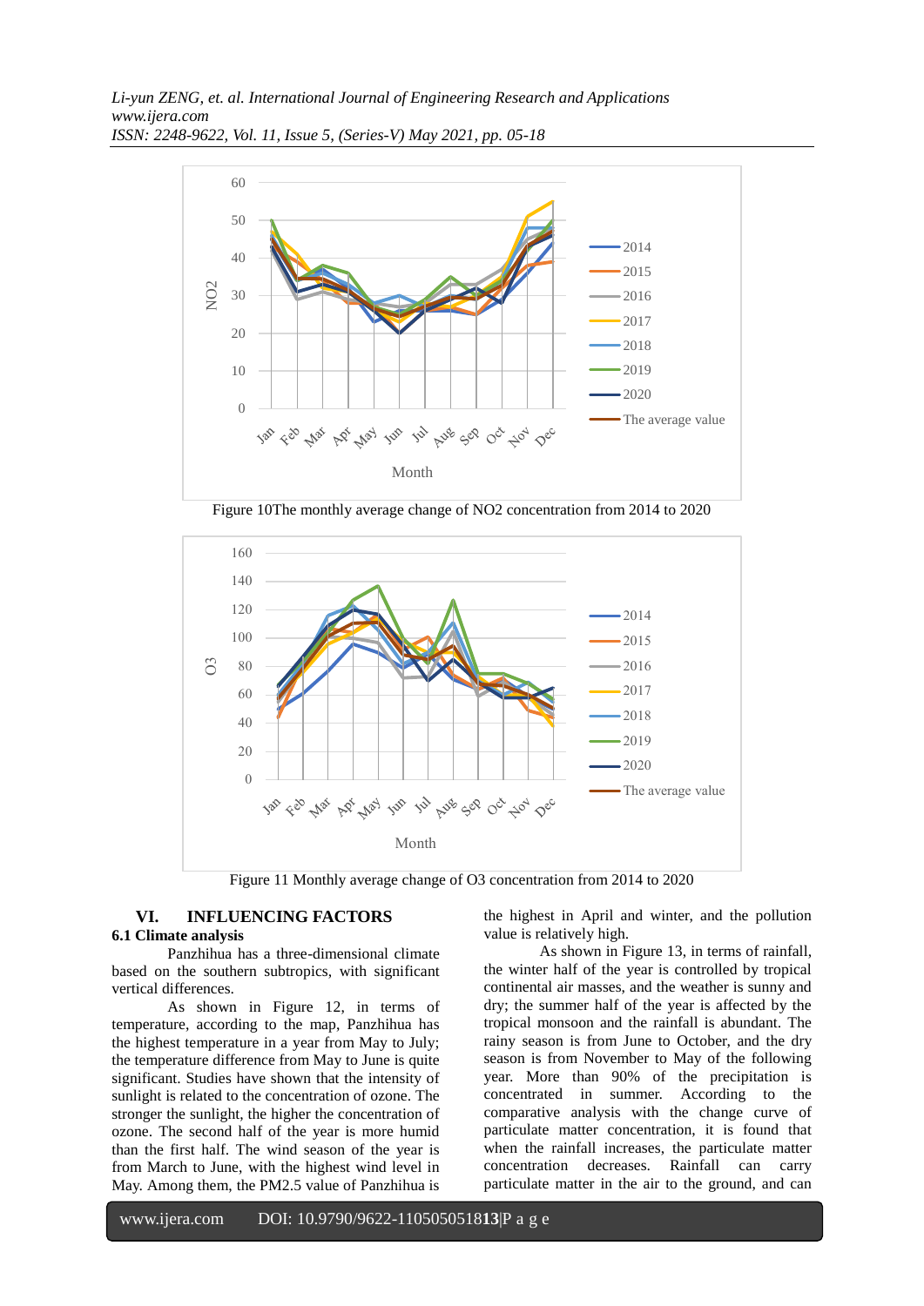Figure 10The monthly average change of NO2 concentration from 2014 to 2020

Figure 11 Monthly average change of O3 concentration from 2014 to 2020

## VI. INFLUENCING FACTORS

### 6.1 Climate analysis

Panzhihua has a three-dimensional climate based on the southern subtropics, with significant vertical differences.

As shown in Figure 12, in terms of temperature, according to the map, Panzhihua has the highest temperature in a year from May to July; the temperature difference from May to June is quite significant. Studies have shown that the intensity of sunlight is related to the concentration of ozone. The stronger the sunlight, the higher the concentration of ozone. The second half of the year is more humid than the first half. The wind season of the year is from March to June, with the highest wind level in May. Among them, the PM2.5 value of Panzhihua is the highest in April and winter, and the pollution value is relatively high.

As shown in Figure 13, in terms of rainfall, the winter half of the year is controlled by tropical continental air masses, and the weather is sunny and dry; the summer half of the year is affected by the tropical monsoon and the rainfall is abundant. The rainy season is from June to October, and the dry season is from November to May of the following year. More than 90% of the precipitation is concentrated in summer. According to the comparative analysis with the change curve of particulate matter concentration, it is found that when the rainfall increases, the particulate matter concentration decreases. Rainfall can carry particulate matter in the air to the ground, and can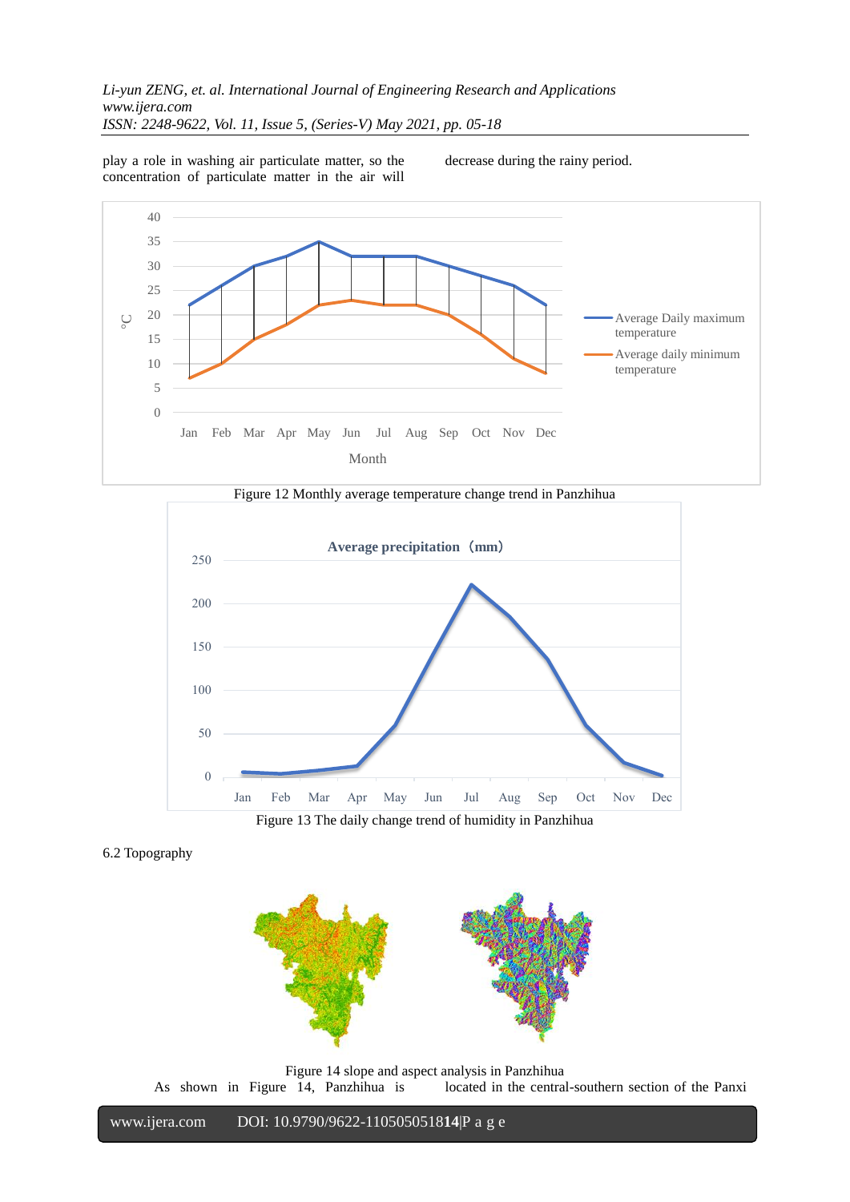play a role in washing air particulate matter, so the concentration of particulate matter in the air will decrease during the rainy period.

Figure 12 Monthly average temperature change trend in Panzhihua

Figure 13 The daily change trend of humidity in Panzhihua

6.2 Topography

Figure 14 slope and aspect analysis in Panzhihua

As shown in Figure 14, Panzhihua is located in the central-southern section of the Panxi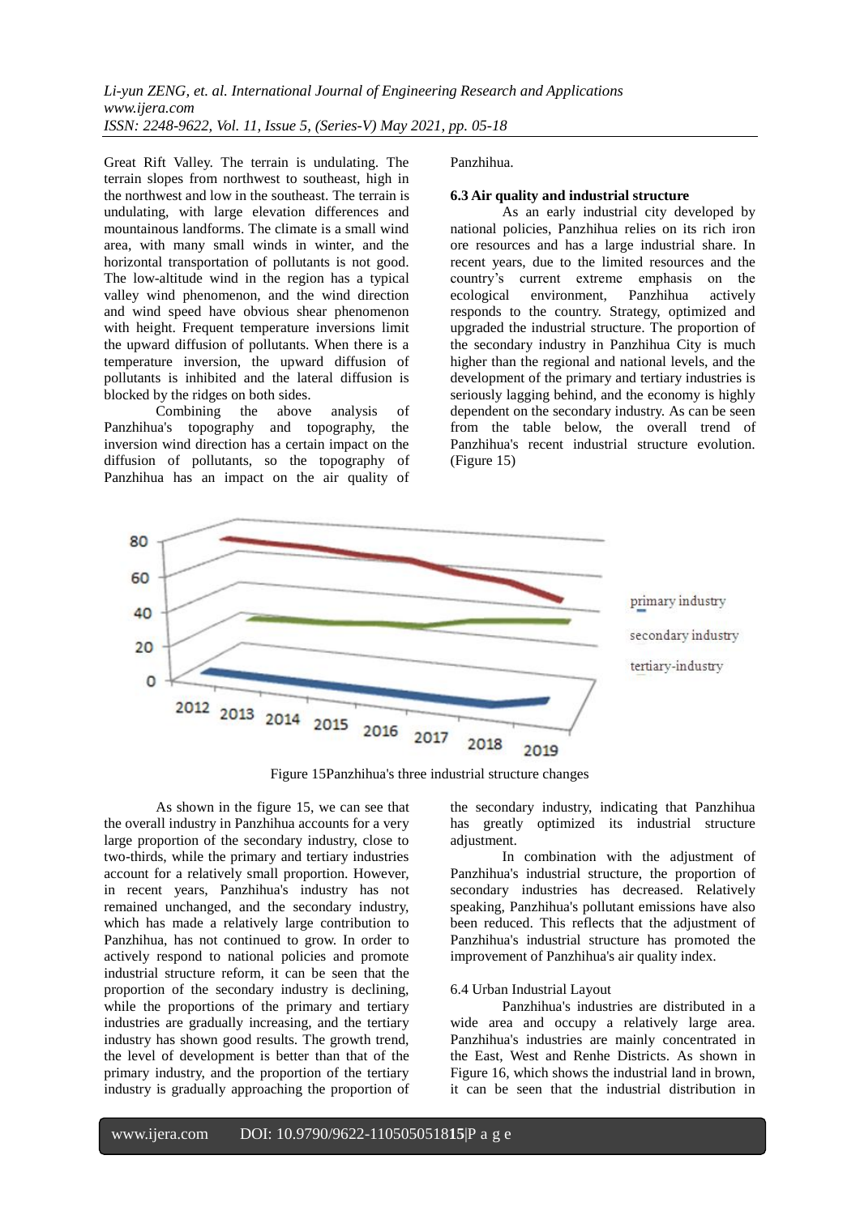Great Rift Valley. The terrain is undulating. The terrain slopes from northwest to southeast, high in the northwest and low in the southeast. The terrain is undulating, with large elevation differences and mountainous landforms. The climate is a small wind area, with many small winds in winter, and the horizontal transportation of pollutants is not good. The low-altitude wind in the region has a typical valley wind phenomenon, and the wind direction and wind speed have obvious shear phenomenon with height. Frequent temperature inversions limit the upward diffusion of pollutants. When there is a temperature inversion, the upward diffusion of pollutants is inhibited and the lateral diffusion is blocked by the ridges on both sides.

Combining the above analysis of Panzhihua's topography and topography, the inversion wind direction has a certain impact on the diffusion of pollutants, so the topography of Panzhihua has an impact on the air quality of Panzhihua.

**6.3 Air quality and industrial structure**

As an early industrial city developed by national policies, Panzhihua relies on its rich iron ore resources and has a large industrial share. In recent years, due to the limited resources and the country's current extreme emphasis on the ecological environment, Panzhihua actively responds to the country. Strategy, optimized and upgraded the industrial structure. The proportion of the secondary industry in Panzhihua City is much higher than the regional and national levels, and the development of the primary and tertiary industries is seriously lagging behind, and the economy is highly dependent on the secondary industry. As can be seen from the table below, the overall trend of Panzhihua's recent industrial structure evolution. (Figure 15)

Figure 15Panzhihua's three industrial structure changes

As shown in the figure 15, we can see that the overall industry in Panzhihua accounts for a very large proportion of the secondary industry, close to two-thirds, while the primary and tertiary industries account for a relatively small proportion. However, in recent years, Panzhihua's industry has not remained unchanged, and the secondary industry, which has made a relatively large contribution to Panzhihua, has not continued to grow. In order to actively respond to national policies and promote industrial structure reform, it can be seen that the proportion of the secondary industry is declining, while the proportions of the primary and tertiary industries are gradually increasing, and the tertiary industry has shown good results. The growth trend, the level of development is better than that of the primary industry, and the proportion of the tertiary industry is gradually approaching the proportion of the secondary industry, indicating that Panzhihua has greatly optimized its industrial structure adjustment.

In combination with the adjustment of Panzhihua's industrial structure, the proportion of secondary industries has decreased. Relatively speaking, Panzhihua's pollutant emissions have also been reduced. This reflects that the adjustment of Panzhihua's industrial structure has promoted the improvement of Panzhihua's air quality index.

6.4 Urban Industrial Layout

Panzhihua's industries are distributed in a wide area and occupy a relatively large area. Panzhihua's industries are mainly concentrated in the East, West and Renhe Districts. As shown in Figure 16, which shows the industrial land in brown, it can be seen that the industrial distribution in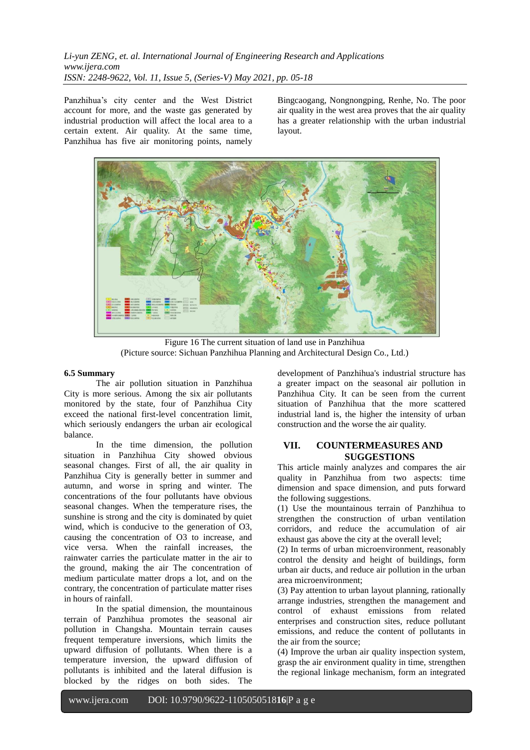Panzhihua's city center and the West District account for more, and the waste gas generated by industrial production will affect the local area to a certain extent. Air quality. At the same time, Panzhihua has five air monitoring points, namely Bingcaogang, Nongnongping, Renhe, No. The poor air quality in the west area proves that the air quality has a greater relationship with the urban industrial layout.

Figure 16 The current situation of land use in Panzhihua
(Picture source: Sichuan Panzhihua Planning and Architectural Design Co., Ltd.)

**6.5 Summary**

The air pollution situation in Panzhihua City is more serious. Among the six air pollutants monitored by the state, four of Panzhihua City exceed the national first-level concentration limit, which seriously endangers the urban air ecological balance.

In the time dimension, the pollution situation in Panzhihua City showed obvious seasonal changes. First of all, the air quality in Panzhihua City is generally better in summer and autumn, and worse in spring and winter. The concentrations of the four pollutants have obvious seasonal changes. When the temperature rises, the sunshine is strong and the city is dominated by quiet wind, which is conducive to the generation of O3, causing the concentration of O3 to increase, and vice versa. When the rainfall increases, the rainwater carries the particulate matter in the air to the ground, making the air The concentration of medium particulate matter drops a lot, and on the contrary, the concentration of particulate matter rises in hours of rainfall.

In the spatial dimension, the mountainous terrain of Panzhihua promotes the seasonal air pollution in Changsha. Mountain terrain causes frequent temperature inversions, which limits the upward diffusion of pollutants. When there is a temperature inversion, the upward diffusion of pollutants is inhibited and the lateral diffusion is blocked by the ridges on both sides. The development of Panzhihua's industrial structure has a greater impact on the seasonal air pollution in Panzhihua City. It can be seen from the current situation of Panzhihua that the more scattered industrial land is, the higher the intensity of urban construction and the worse the air quality.

## VII. COUNTERMEASURES AND SUGGESTIONS

This article mainly analyzes and compares the air quality in Panzhihua from two aspects: time dimension and space dimension, and puts forward the following suggestions.

(1) Use the mountainous terrain of Panzhihua to strengthen the construction of urban ventilation corridors, and reduce the accumulation of air exhaust gas above the city at the overall level;

(2) In terms of urban microenvironment, reasonably control the density and height of buildings, form urban air ducts, and reduce air pollution in the urban area microenvironment;

(3) Pay attention to urban layout planning, rationally arrange industries, strengthen the management and control of exhaust emissions from related enterprises and construction sites, reduce pollutant emissions, and reduce the content of pollutants in the air from the source;

(4) Improve the urban air quality inspection system, grasp the air environment quality in time, strengthen the regional linkage mechanism, form an integrated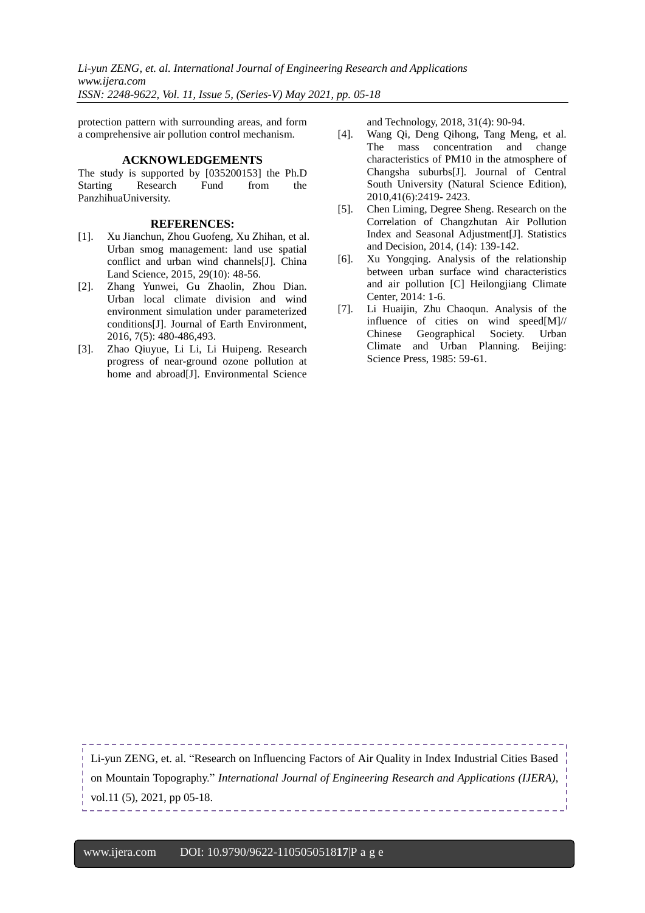protection pattern with surrounding areas, and form a comprehensive air pollution control mechanism.

## ACKNOWLEDGEMENTS

The study is supported by [035200153] the Ph.D Starting Research Fund from the PanzhihuaUniversity.

## REFERENCES:

[1]. Xu Jianchun, Zhou Guofeng, Xu Zhihan, et al. Urban smog management: land use spatial conflict and urban wind channels[J]. China Land Science, 2015, 29(10): 48-56.

[2]. Zhang Yunwei, Gu Zhaolin, Zhou Dian. Urban local climate division and wind environment simulation under parameterized conditions[J]. Journal of Earth Environment, 2016, 7(5): 480-486,493.

[3]. Zhao Qiuyue, Li Li, Li Huipeng. Research progress of near-ground ozone pollution at home and abroad[J]. Environmental Science and Technology, 2018, 31(4): 90-94.

[4]. Wang Qi, Deng Qihong, Tang Meng, et al. The mass concentration and change characteristics of PM10 in the atmosphere of Changsha suburbs[J]. Journal of Central South University (Natural Science Edition), 2010,41(6):2419- 2423.

[5]. Chen Liming, Degree Sheng. Research on the Correlation of Changzhutan Air Pollution Index and Seasonal Adjustment[J]. Statistics and Decision, 2014, (14): 139-142.

[6]. Xu Yongqing. Analysis of the relationship between urban surface wind characteristics and air pollution [C] Heilongjiang Climate Center, 2014: 1-6.

[7]. Li Huaijin, Zhu Chaoqun. Analysis of the influence of cities on wind speed[M]// Chinese Geographical Society. Urban Climate and Urban Planning. Beijing: Science Press, 1985: 59-61.

Li-yun ZENG, et. al. "Research on Influencing Factors of Air Quality in Index Industrial Cities Based on Mountain Topography." *International Journal of Engineering Research and Applications (IJERA)*, vol.11 (5), 2021, pp 05-18.